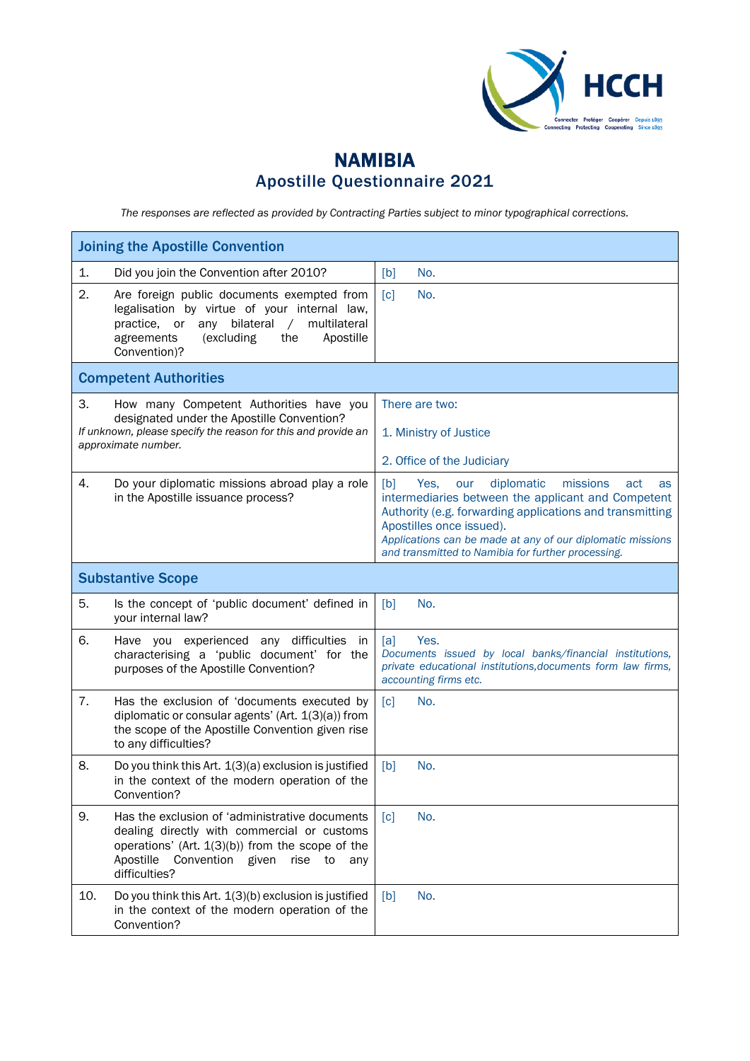# NAMIBIA
## Apostille Questionnaire 2021

*The responses are reflected as provided by Contracting Parties subject to minor typographical corrections.*

| **Joining the Apostille Convention** | |
|---|---|
| 1. Did you join the Convention after 2010? | [b] No. |
| 2. Are foreign public documents exempted from legalisation by virtue of your internal law, practice, or any bilateral / multilateral agreements (excluding the Apostille Convention)? | [c] No. |
| **Competent Authorities** | |
| 3. How many Competent Authorities have you designated under the Apostille Convention? *If unknown, please specify the reason for this and provide an approximate number.* | There are two: 1. Ministry of Justice 2. Office of the Judiciary |
| 4. Do your diplomatic missions abroad play a role in the Apostille issuance process? | [b] Yes, our diplomatic missions act as intermediaries between the applicant and Competent Authority (e.g. forwarding applications and transmitting Apostilles once issued). *Applications can be made at any of our diplomatic missions and transmitted to Namibia for further processing.* |
| **Substantive Scope** | |
| 5. Is the concept of 'public document' defined in your internal law? | [b] No. |
| 6. Have you experienced any difficulties in characterising a 'public document' for the purposes of the Apostille Convention? | [a] Yes. *Documents issued by local banks/financial institutions, private educational institutions,documents form law firms, accounting firms etc.* |
| 7. Has the exclusion of 'documents executed by diplomatic or consular agents' (Art. 1(3)(a)) from the scope of the Apostille Convention given rise to any difficulties? | [c] No. |
| 8. Do you think this Art. 1(3)(a) exclusion is justified in the context of the modern operation of the Convention? | [b] No. |
| 9. Has the exclusion of 'administrative documents dealing directly with commercial or customs operations' (Art. 1(3)(b)) from the scope of the Apostille Convention given rise to any difficulties? | [c] No. |
| 10. Do you think this Art. 1(3)(b) exclusion is justified in the context of the modern operation of the Convention? | [b] No. |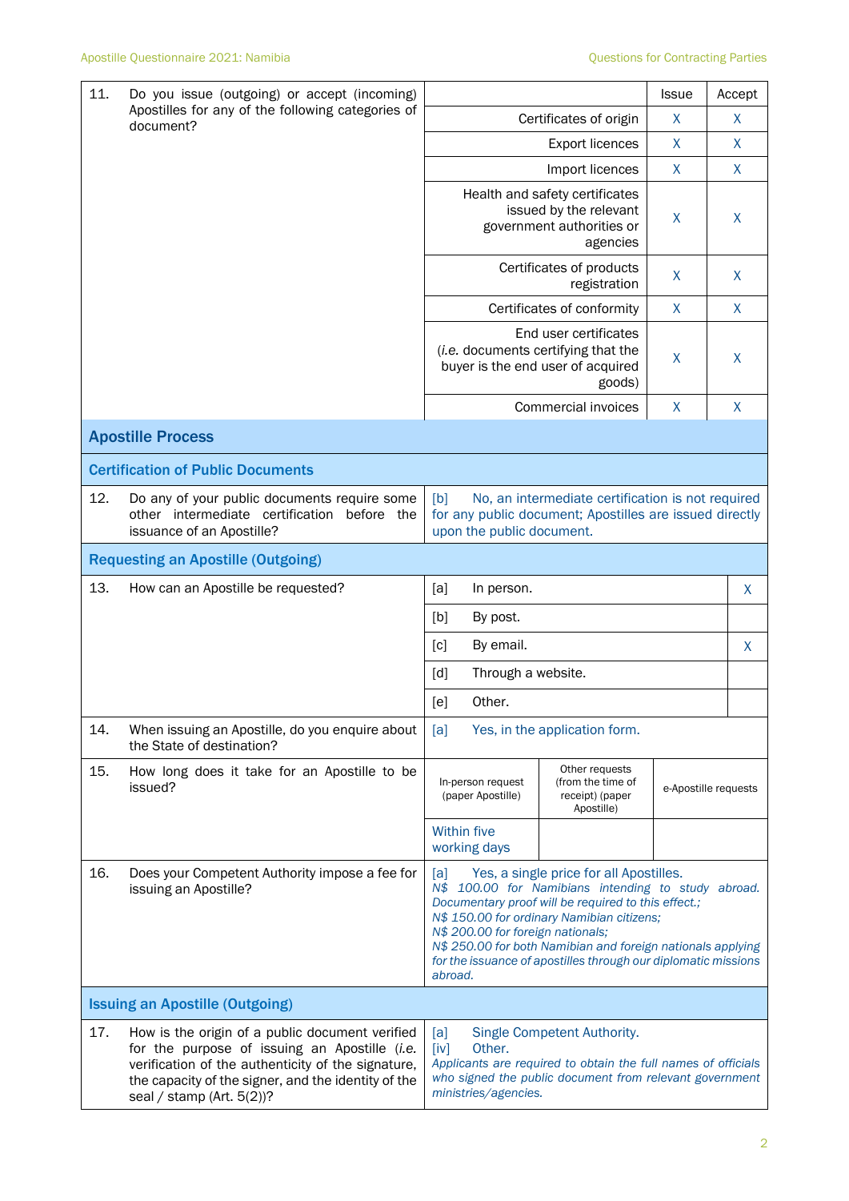| 11. | Do you issue (outgoing) or accept (incoming) Apostilles for any of the following categories of document? | | Issue | Accept |
|---|---|---|---|---|
| | | Certificates of origin | X | X |
| | | Export licences | X | X |
| | | Import licences | X | X |
| | | Health and safety certificates issued by the relevant government authorities or agencies | X | X |
| | | Certificates of products registration | X | X |
| | | Certificates of conformity | X | X |
| | | End user certificates (*i.e.* documents certifying that the buyer is the end user of acquired goods) | X | X |
| | | Commercial invoices | X | X |

## Apostille Process

### Certification of Public Documents

| 12. | Do any of your public documents require some other intermediate certification before the issuance of an Apostille? | [b] No, an intermediate certification is not required for any public document; Apostilles are issued directly upon the public document. |
|---|---|---|

### Requesting an Apostille (Outgoing)

| 13. | How can an Apostille be requested? | Option | |
|---|---|---|---|
| | | [a] In person. | X |
| | | [b] By post. | |
| | | [c] By email. | X |
| | | [d] Through a website. | |
| | | [e] Other. | |

| 14. | When issuing an Apostille, do you enquire about the State of destination? | [a] Yes, in the application form. |
|---|---|---|

| 15. | How long does it take for an Apostille to be issued? | In-person request (paper Apostille) | Other requests (from the time of receipt) (paper Apostille) | e-Apostille requests |
|---|---|---|---|---|
| | | Within five working days | | |

| 16. | Does your Competent Authority impose a fee for issuing an Apostille? | [a] Yes, a single price for all Apostilles.<br>*N$ 100.00 for Namibians intending to study abroad. Documentary proof will be required to this effect.;*<br>*N$ 150.00 for ordinary Namibian citizens;*<br>*N$ 200.00 for foreign nationals;*<br>*N$ 250.00 for both Namibian and foreign nationals applying for the issuance of apostilles through our diplomatic missions abroad.* |
|---|---|---|

### Issuing an Apostille (Outgoing)

| 17. | How is the origin of a public document verified for the purpose of issuing an Apostille (*i.e.* verification of the authenticity of the signature, the capacity of the signer, and the identity of the seal / stamp (Art. 5(2))? | [a] Single Competent Authority.<br>[iv] Other.<br>*Applicants are required to obtain the full names of officials who signed the public document from relevant government ministries/agencies.* |
|---|---|---|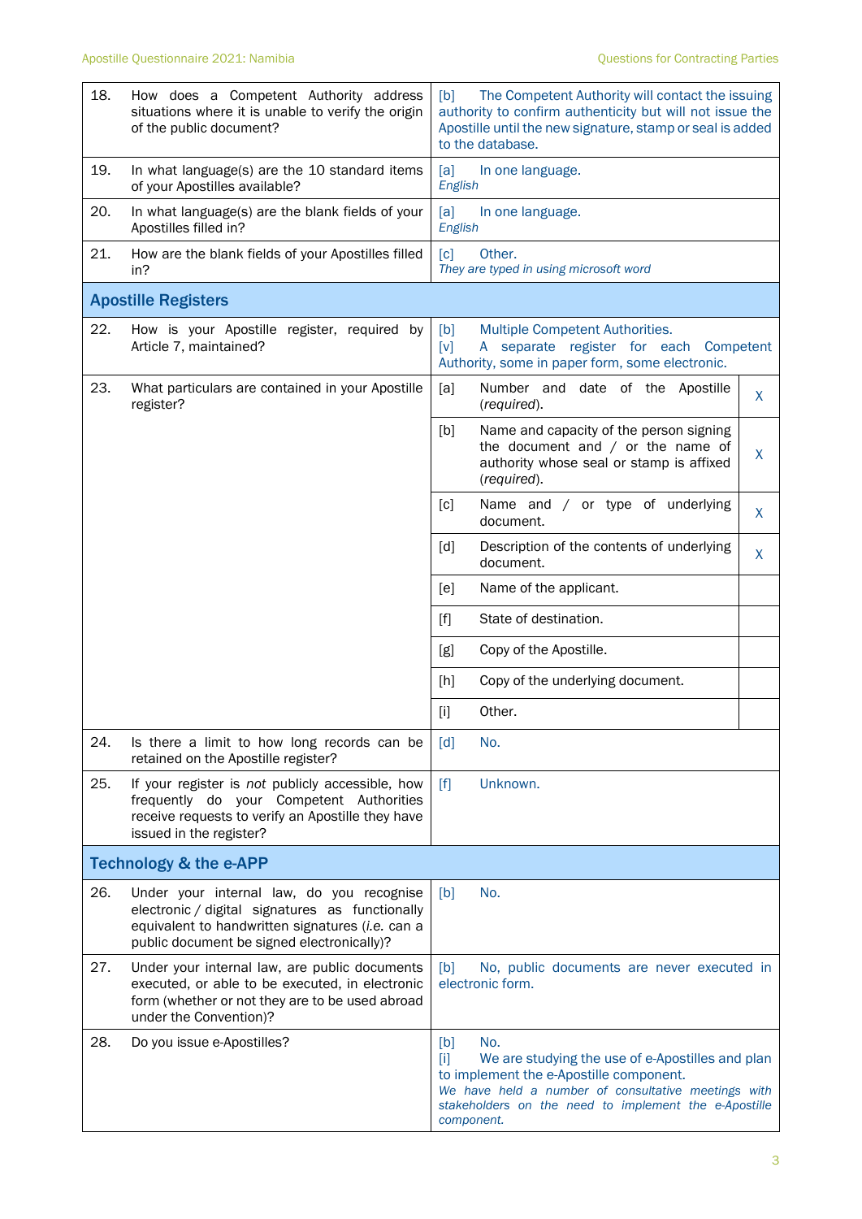| | | |
|---|---|---|
| 18. | How does a Competent Authority address situations where it is unable to verify the origin of the public document? | [b] The Competent Authority will contact the issuing authority to confirm authenticity but will not issue the Apostille until the new signature, stamp or seal is added to the database. |
| 19. | In what language(s) are the 10 standard items of your Apostilles available? | [a] In one language.<br>*English* |
| 20. | In what language(s) are the blank fields of your Apostilles filled in? | [a] In one language.<br>*English* |
| 21. | How are the blank fields of your Apostilles filled in? | [c] Other.<br>*They are typed in using microsoft word* |

## Apostille Registers

| | | | | |
|---|---|---|---|---|
| 22. | How is your Apostille register, required by Article 7, maintained? | [b] Multiple Competent Authorities.<br>[v] A separate register for each Competent Authority, some in paper form, some electronic. | | |
| 23. | What particulars are contained in your Apostille register? | [a] | Number and date of the Apostille (*required*). | X |
| | | [b] | Name and capacity of the person signing the document and / or the name of authority whose seal or stamp is affixed (*required*). | X |
| | | [c] | Name and / or type of underlying document. | X |
| | | [d] | Description of the contents of underlying document. | X |
| | | [e] | Name of the applicant. | |
| | | [f] | State of destination. | |
| | | [g] | Copy of the Apostille. | |
| | | [h] | Copy of the underlying document. | |
| | | [i] | Other. | |
| 24. | Is there a limit to how long records can be retained on the Apostille register? | [d] No. | | |
| 25. | If your register is *not* publicly accessible, how frequently do your Competent Authorities receive requests to verify an Apostille they have issued in the register? | [f] Unknown. | | |

## Technology & the e-APP

| | | |
|---|---|---|
| 26. | Under your internal law, do you recognise electronic / digital signatures as functionally equivalent to handwritten signatures (*i.e.* can a public document be signed electronically)? | [b] No. |
| 27. | Under your internal law, are public documents executed, or able to be executed, in electronic form (whether or not they are to be used abroad under the Convention)? | [b] No, public documents are never executed in electronic form. |
| 28. | Do you issue e-Apostilles? | [b] No.<br>[i] We are studying the use of e-Apostilles and plan to implement the e-Apostille component.<br>*We have held a number of consultative meetings with stakeholders on the need to implement the e-Apostille component.* |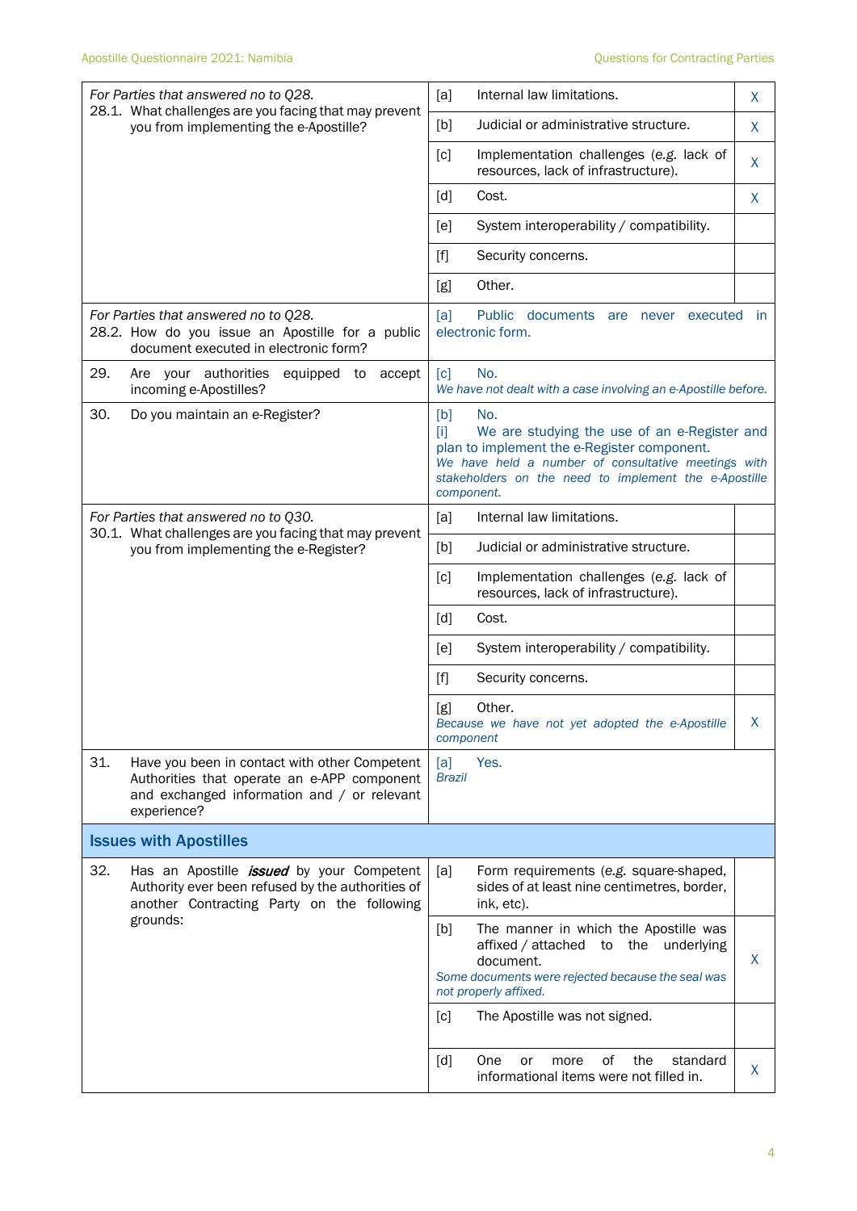| Question | Answer | |
|---|---|---|
| *For Parties that answered no to Q28.* 28.1. What challenges are you facing that may prevent you from implementing the e-Apostille? | [a] Internal law limitations. | X |
| | [b] Judicial or administrative structure. | X |
| | [c] Implementation challenges (*e.g.* lack of resources, lack of infrastructure). | X |
| | [d] Cost. | X |
| | [e] System interoperability / compatibility. | |
| | [f] Security concerns. | |
| | [g] Other. | |
| *For Parties that answered no to Q28.* 28.2. How do you issue an Apostille for a public document executed in electronic form? | [a] Public documents are never executed in electronic form. | |
| 29. Are your authorities equipped to accept incoming e-Apostilles? | [c] No. *We have not dealt with a case involving an e-Apostille before.* | |
| 30. Do you maintain an e-Register? | [b] No. [i] We are studying the use of an e-Register and plan to implement the e-Register component. *We have held a number of consultative meetings with stakeholders on the need to implement the e-Apostille component.* | |
| *For Parties that answered no to Q30.* 30.1. What challenges are you facing that may prevent you from implementing the e-Register? | [a] Internal law limitations. | |
| | [b] Judicial or administrative structure. | |
| | [c] Implementation challenges (*e.g.* lack of resources, lack of infrastructure). | |
| | [d] Cost. | |
| | [e] System interoperability / compatibility. | |
| | [f] Security concerns. | |
| | [g] Other. *Because we have not yet adopted the e-Apostille component* | X |
| 31. Have you been in contact with other Competent Authorities that operate an e-APP component and exchanged information and / or relevant experience? | [a] Yes. *Brazil* | |
| **Issues with Apostilles** | | |
| 32. Has an Apostille ***issued*** by your Competent Authority ever been refused by the authorities of another Contracting Party on the following grounds: | [a] Form requirements (*e.g.* square-shaped, sides of at least nine centimetres, border, ink, etc). | |
| | [b] The manner in which the Apostille was affixed / attached to the underlying document. *Some documents were rejected because the seal was not properly affixed.* | X |
| | [c] The Apostille was not signed. | |
| | [d] One or more of the standard informational items were not filled in. | X |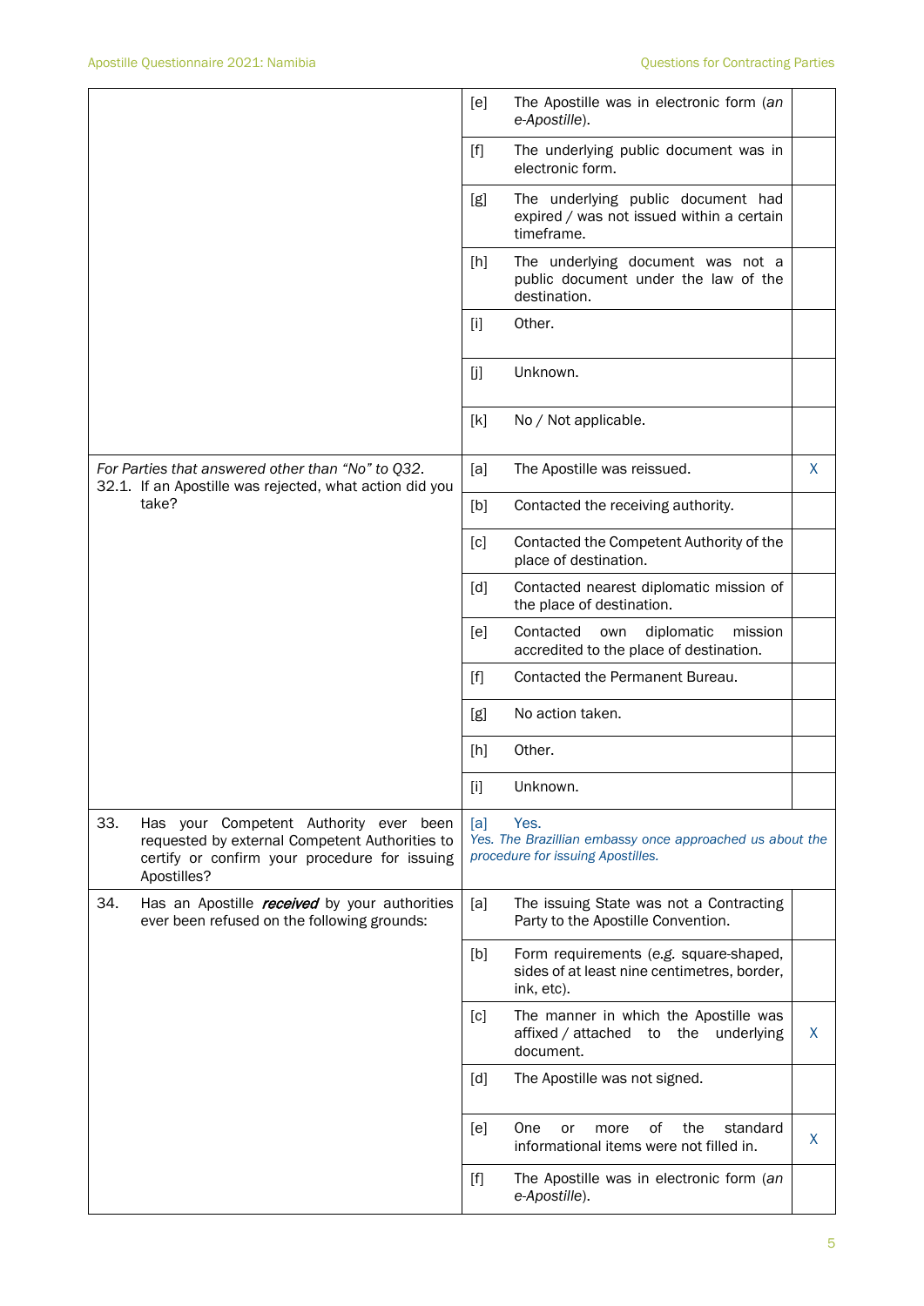| | | | |
|---|---|---|---|
| | [e] | The Apostille was in electronic form (*an e-Apostille*). | |
| | [f] | The underlying public document was in electronic form. | |
| | [g] | The underlying public document had expired / was not issued within a certain timeframe. | |
| | [h] | The underlying document was not a public document under the law of the destination. | |
| | [i] | Other. | |
| | [j] | Unknown. | |
| | [k] | No / Not applicable. | |
| *For Parties that answered other than "No" to Q32.* 32.1. If an Apostille was rejected, what action did you take? | [a] | The Apostille was reissued. | X |
| | [b] | Contacted the receiving authority. | |
| | [c] | Contacted the Competent Authority of the place of destination. | |
| | [d] | Contacted nearest diplomatic mission of the place of destination. | |
| | [e] | Contacted own diplomatic mission accredited to the place of destination. | |
| | [f] | Contacted the Permanent Bureau. | |
| | [g] | No action taken. | |
| | [h] | Other. | |
| | [i] | Unknown. | |
| 33. Has your Competent Authority ever been requested by external Competent Authorities to certify or confirm your procedure for issuing Apostilles? | [a] | Yes. *Yes. The Brazillian embassy once approached us about the procedure for issuing Apostilles.* | |
| 34. Has an Apostille ***received*** by your authorities ever been refused on the following grounds: | [a] | The issuing State was not a Contracting Party to the Apostille Convention. | |
| | [b] | Form requirements (*e.g.* square-shaped, sides of at least nine centimetres, border, ink, etc). | |
| | [c] | The manner in which the Apostille was affixed / attached to the underlying document. | X |
| | [d] | The Apostille was not signed. | |
| | [e] | One or more of the standard informational items were not filled in. | X |
| | [f] | The Apostille was in electronic form (*an e-Apostille*). | |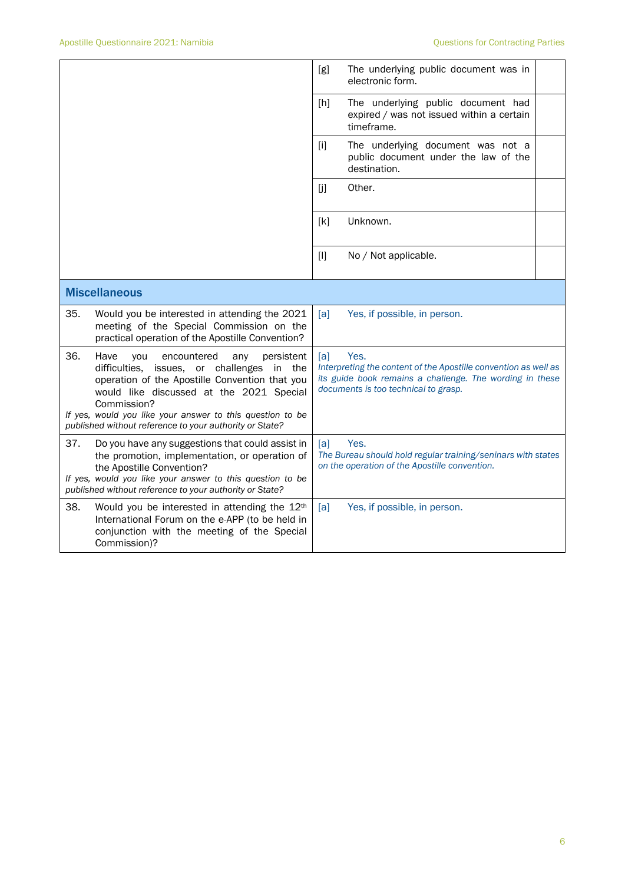| | | | |
|---|---|---|---|
| | [g] | The underlying public document was in electronic form. | |
| | [h] | The underlying public document had expired / was not issued within a certain timeframe. | |
| | [i] | The underlying document was not a public document under the law of the destination. | |
| | [j] | Other. | |
| | [k] | Unknown. | |
| | [l] | No / Not applicable. | |

## Miscellaneous

| | |
|---|---|
| 35. Would you be interested in attending the 2021 meeting of the Special Commission on the practical operation of the Apostille Convention? | [a] Yes, if possible, in person. |
| 36. Have you encountered any persistent difficulties, issues, or challenges in the operation of the Apostille Convention that you would like discussed at the 2021 Special Commission? *If yes, would you like your answer to this question to be published without reference to your authority or State?* | [a] Yes. *Interpreting the content of the Apostille convention as well as its guide book remains a challenge. The wording in these documents is too technical to grasp.* |
| 37. Do you have any suggestions that could assist in the promotion, implementation, or operation of the Apostille Convention? *If yes, would you like your answer to this question to be published without reference to your authority or State?* | [a] Yes. *The Bureau should hold regular training/senінars with states on the operation of the Apostille convention.* |
| 38. Would you be interested in attending the 12th International Forum on the e-APP (to be held in conjunction with the meeting of the Special Commission)? | [a] Yes, if possible, in person. |